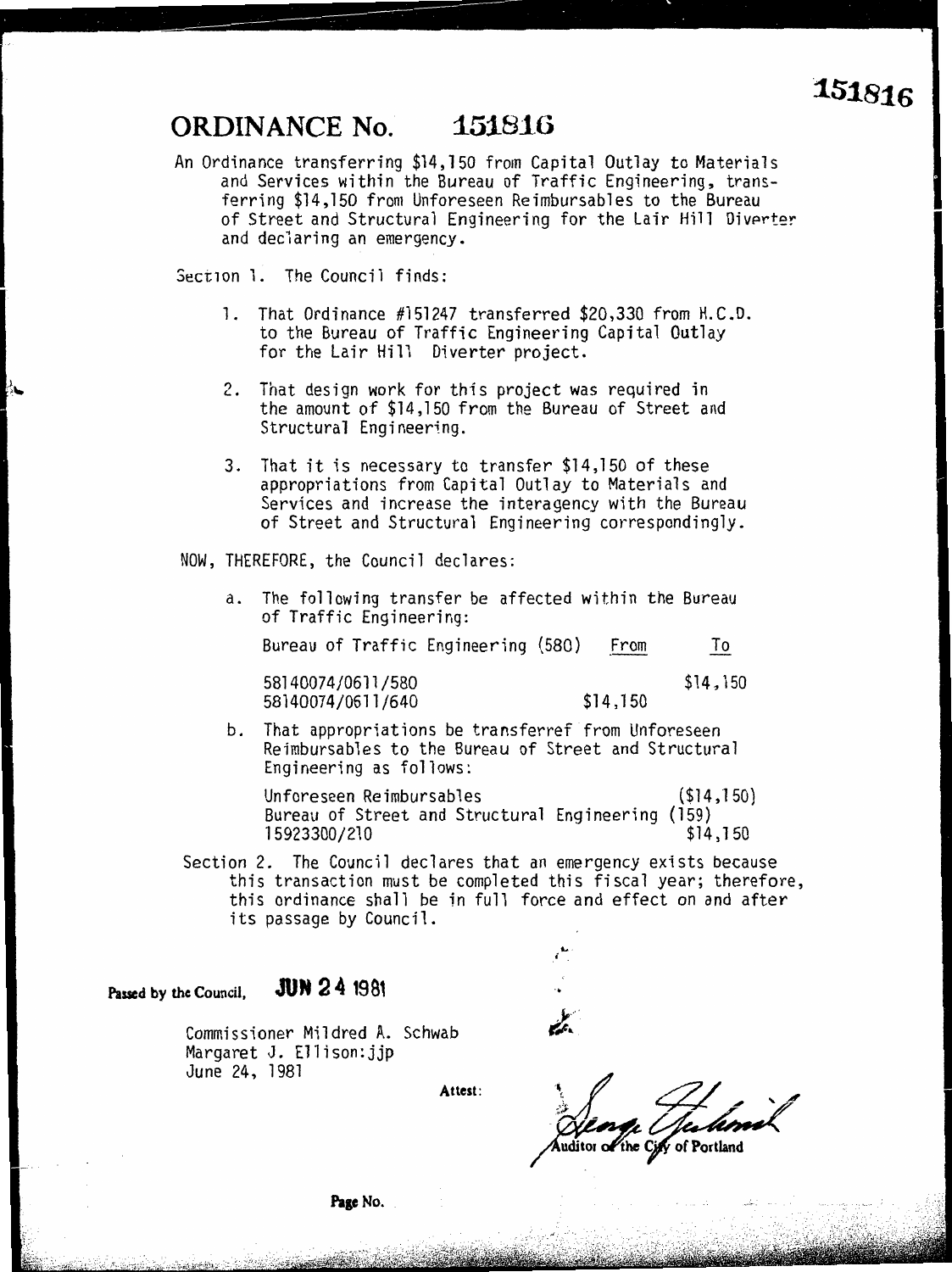# ORDINANCE No. 151816

An Ordinance transferring $14,150 from Capital Outlay to Materials and Services within the Bureau of Traffic Engineering, transferring $14,150 from Unforeseen Reimbursables to the Bureau of Street and Structural Engineering for the Lair Hill Diverter and declaring an emergency.

Section 1. The Council finds:

1. That Ordinance #151247 transferred $20,330 from H.C.D. to the Bureau of Traffic Engineering Capital Outlay for the Lair Hill Diverter project.

2. That design work for this project was required in the amount of $14,150 from the Bureau of Street and Structural Engineering.

3. That it is necessary to transfer $14,150 of these appropriations from Capital Outlay to Materials and Services and increase the interagency with the Bureau of Street and Structural Engineering correspondingly.

NOW, THEREFORE, the Council declares:

a. The following transfer be affected within the Bureau of Traffic Engineering:

| Bureau of Traffic Engineering (580) | From | To |
|---|---|---|
| 58140074/0611/580 | | $14,150 |
| 58140074/0611/640 | $14,150 | |

b. That appropriations be transferref from Unforeseen Reimbursables to the Bureau of Street and Structural Engineering as follows:

| | |
|---|---|
| Unforeseen Reimbursables | ($14,150) |
| Bureau of Street and Structural Engineering (159) | |
| 15923300/210 | $14,150 |

Section 2. The Council declares that an emergency exists because this transaction must be completed this fiscal year; therefore, this ordinance shall be in full force and effect on and after its passage by Council.

Passed by the Council, JUN 24 1981

Commissioner Mildred A. Schwab
Margaret J. Ellison:jjp
June 24, 1981

Attest:

Auditor of the City of Portland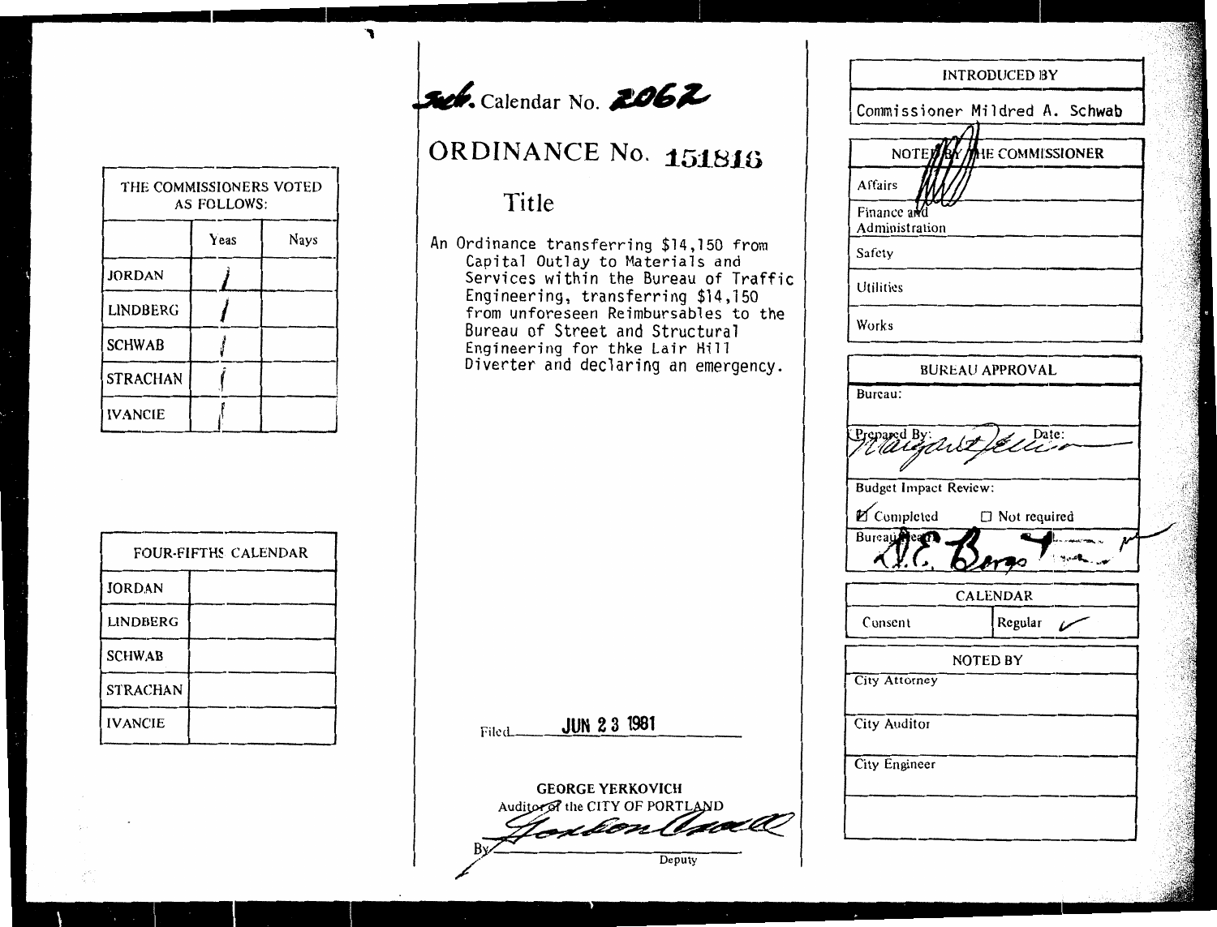| THE COMMISSIONERS VOTED AS FOLLOWS: | | |
|---|---|---|
| | Yeas | Nays |
| JORDAN | / | |
| LINDBERG | / | |
| SCHWAB | / | |
| STRACHAN | / | |
| IVANCIE | / | |

| FOUR-FIFTHS CALENDAR | |
|---|---|
| JORDAN | |
| LINDBERG | |
| SCHWAB | |
| STRACHAN | |
| IVANCIE | |

Sch. Calendar No. 2062

# ORDINANCE No. 151816

## Title

An Ordinance transferring $14,150 from Capital Outlay to Materials and Services within the Bureau of Traffic Engineering, transferring $14,150 from unforeseen Reimbursables to the Bureau of Street and Structural Engineering for thke Lair Hill Diverter and declaring an emergency.

Filed JUN 23 1981

GEORGE YERKOVICH
Auditor of the CITY OF PORTLAND

By ______________ Deputy

| INTRODUCED BY |
|---|
| Commissioner Mildred A. Schwab |

| NOTED BY THE COMMISSIONER |
|---|
| Affairs |
| Finance and Administration |
| Safety |
| Utilities |
| Works |

| BUREAU APPROVAL |
|---|
| Bureau: |
| Prepared By: Date: |
| Budget Impact Review: ☑ Completed ☐ Not required |
| Bureau Head: |

| CALENDAR | |
|---|---|
| Consent | Regular ✓ |

| NOTED BY |
|---|
| City Attorney |
| City Auditor |
| City Engineer |
| |